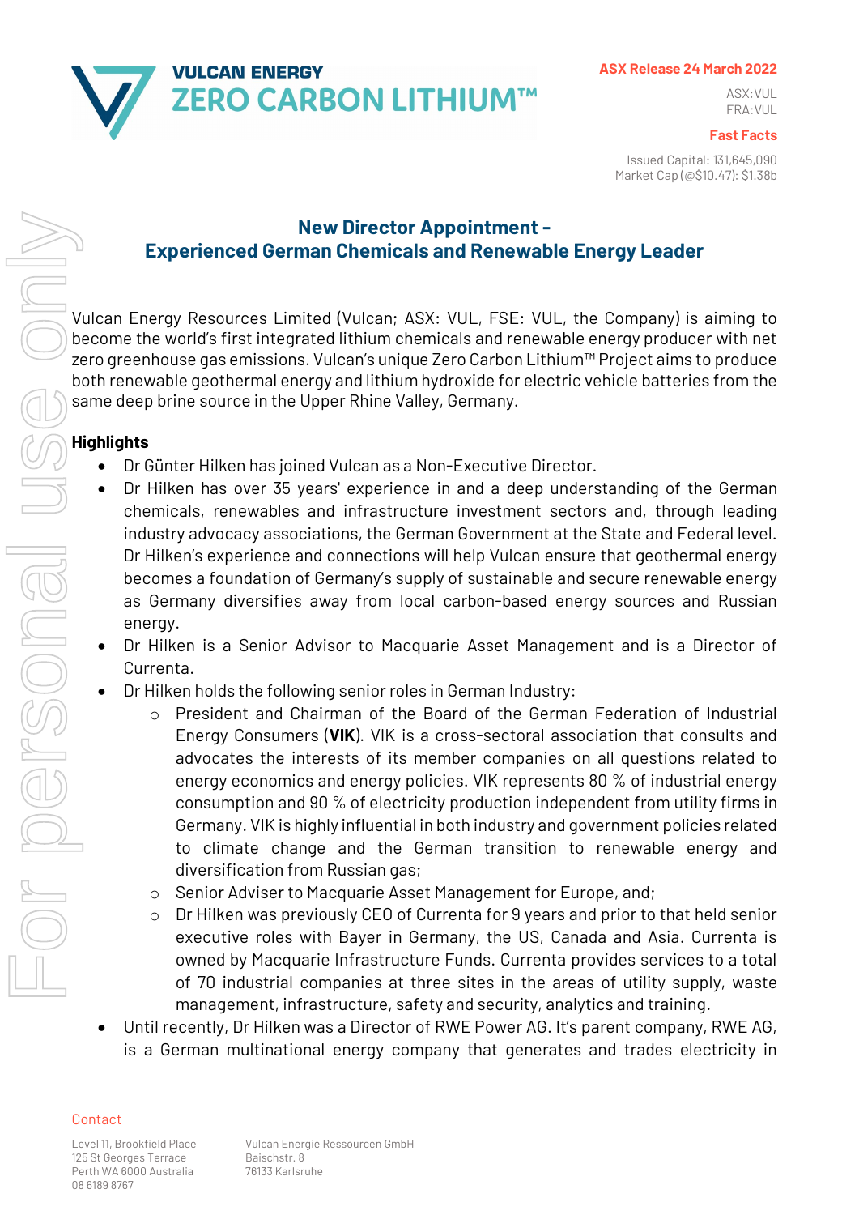VULCAN ENERGY ZERO CARBON LITHIUM™

**ASX Release 24 March 2022**

ASX:VUL
FRA:VUL

**Fast Facts**

Issued Capital: 131,645,090
Market Cap (@$10.47): $1.38b

## New Director Appointment - Experienced German Chemicals and Renewable Energy Leader

Vulcan Energy Resources Limited (Vulcan; ASX: VUL, FSE: VUL, the Company) is aiming to become the world's first integrated lithium chemicals and renewable energy producer with net zero greenhouse gas emissions. Vulcan's unique Zero Carbon Lithium™ Project aims to produce both renewable geothermal energy and lithium hydroxide for electric vehicle batteries from the same deep brine source in the Upper Rhine Valley, Germany.

### Highlights

- Dr Günter Hilken has joined Vulcan as a Non-Executive Director.
- Dr Hilken has over 35 years' experience in and a deep understanding of the German chemicals, renewables and infrastructure investment sectors and, through leading industry advocacy associations, the German Government at the State and Federal level. Dr Hilken's experience and connections will help Vulcan ensure that geothermal energy becomes a foundation of Germany's supply of sustainable and secure renewable energy as Germany diversifies away from local carbon-based energy sources and Russian energy.
- Dr Hilken is a Senior Advisor to Macquarie Asset Management and is a Director of Currenta.
- Dr Hilken holds the following senior roles in German Industry:
  - President and Chairman of the Board of the German Federation of Industrial Energy Consumers (**VIK**). VIK is a cross-sectoral association that consults and advocates the interests of its member companies on all questions related to energy economics and energy policies. VIK represents 80 % of industrial energy consumption and 90 % of electricity production independent from utility firms in Germany. VIK is highly influential in both industry and government policies related to climate change and the German transition to renewable energy and diversification from Russian gas;
  - Senior Adviser to Macquarie Asset Management for Europe, and;
  - Dr Hilken was previously CEO of Currenta for 9 years and prior to that held senior executive roles with Bayer in Germany, the US, Canada and Asia. Currenta is owned by Macquarie Infrastructure Funds. Currenta provides services to a total of 70 industrial companies at three sites in the areas of utility supply, waste management, infrastructure, safety and security, analytics and training.
- Until recently, Dr Hilken was a Director of RWE Power AG. It's parent company, RWE AG, is a German multinational energy company that generates and trades electricity in

Contact

Level 11, Brookfield Place
125 St Georges Terrace
Perth WA 6000 Australia
08 6189 8767

Vulcan Energie Ressourcen GmbH
Baischstr. 8
76133 Karlsruhe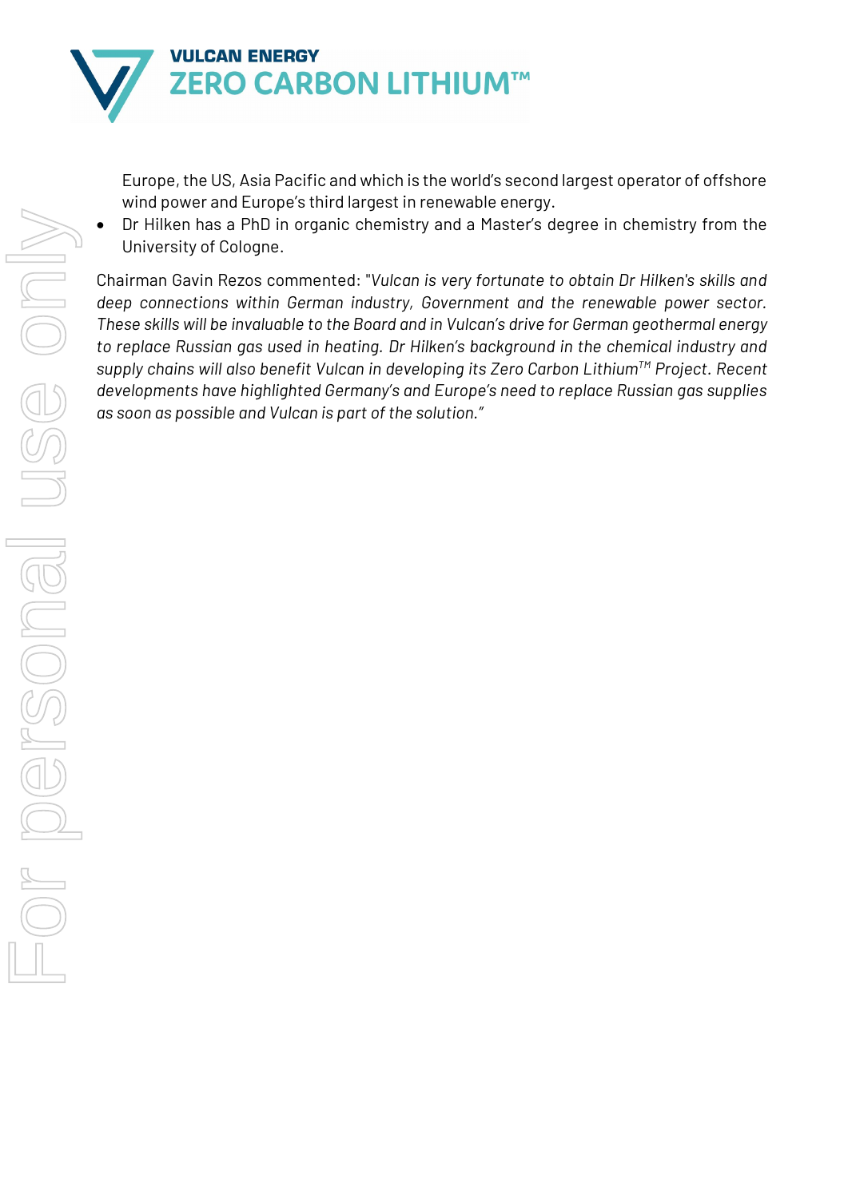Europe, the US, Asia Pacific and which is the world's second largest operator of offshore wind power and Europe's third largest in renewable energy.

- Dr Hilken has a PhD in organic chemistry and a Master's degree in chemistry from the University of Cologne.

Chairman Gavin Rezos commented: "*Vulcan is very fortunate to obtain Dr Hilken's skills and deep connections within German industry, Government and the renewable power sector. These skills will be invaluable to the Board and in Vulcan's drive for German geothermal energy to replace Russian gas used in heating. Dr Hilken's background in the chemical industry and supply chains will also benefit Vulcan in developing its Zero Carbon Lithium™ Project. Recent developments have highlighted Germany's and Europe's need to replace Russian gas supplies as soon as possible and Vulcan is part of the solution.*"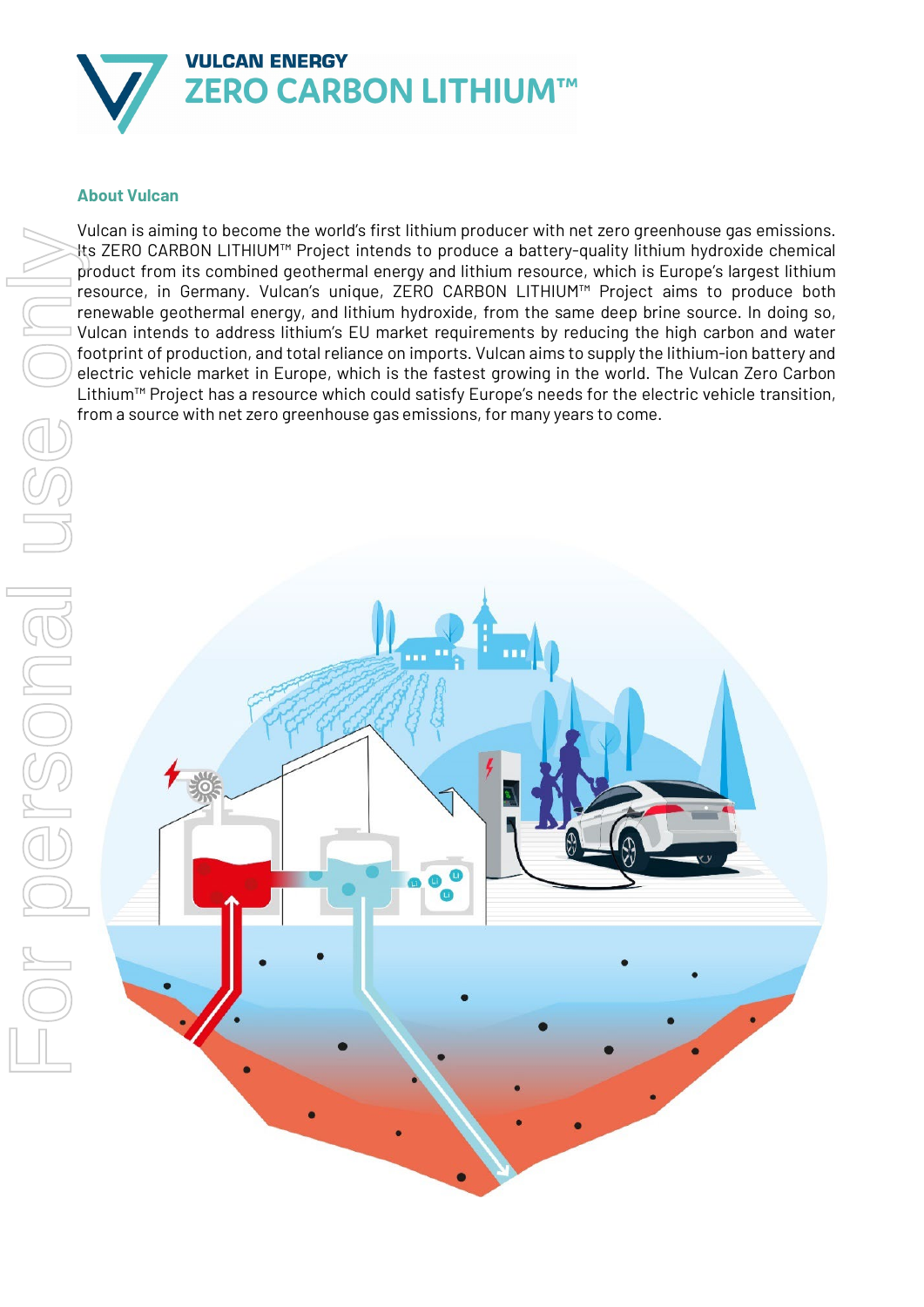## About Vulcan

Vulcan is aiming to become the world's first lithium producer with net zero greenhouse gas emissions. Its ZERO CARBON LITHIUM™ Project intends to produce a battery-quality lithium hydroxide chemical product from its combined geothermal energy and lithium resource, which is Europe's largest lithium resource, in Germany. Vulcan's unique, ZERO CARBON LITHIUM™ Project aims to produce both renewable geothermal energy, and lithium hydroxide, from the same deep brine source. In doing so, Vulcan intends to address lithium's EU market requirements by reducing the high carbon and water footprint of production, and total reliance on imports. Vulcan aims to supply the lithium-ion battery and electric vehicle market in Europe, which is the fastest growing in the world. The Vulcan Zero Carbon Lithium™ Project has a resource which could satisfy Europe's needs for the electric vehicle transition, from a source with net zero greenhouse gas emissions, for many years to come.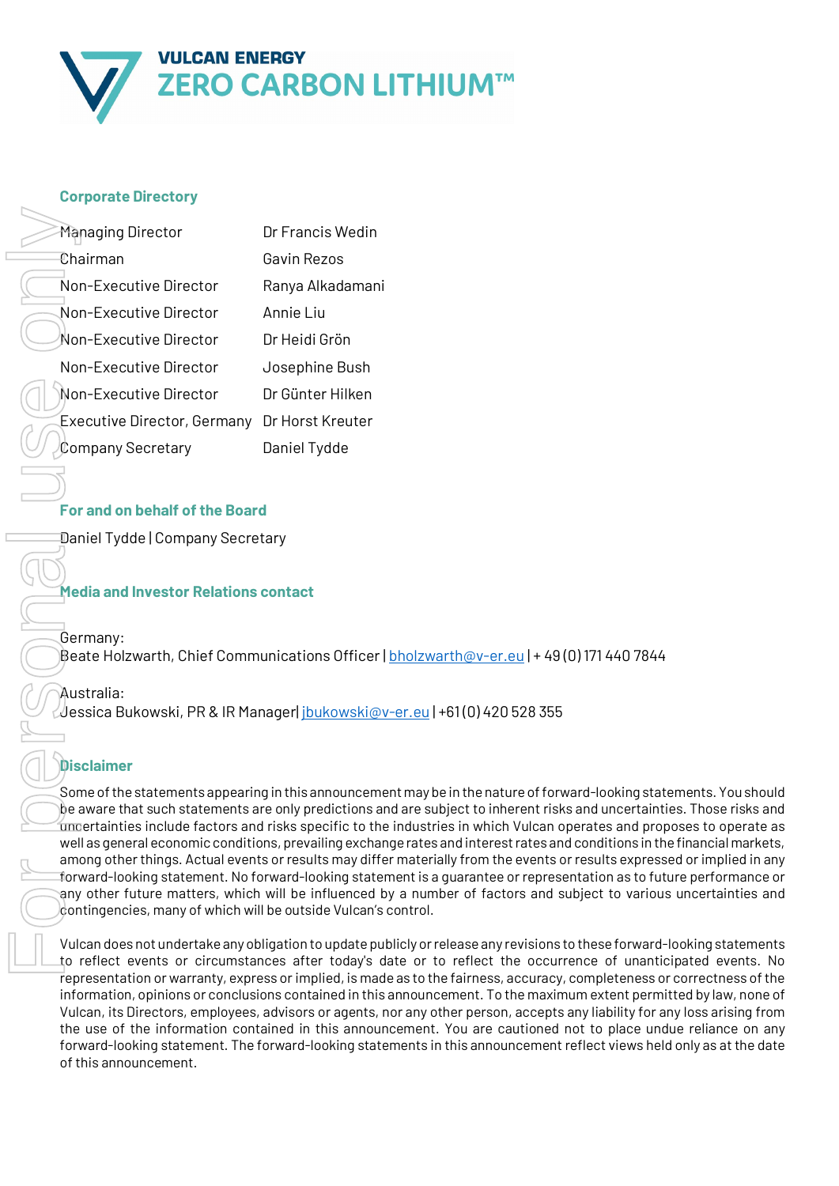VULCAN ENERGY
ZERO CARBON LITHIUM™

## Corporate Directory

| | |
|---|---|
| Managing Director | Dr Francis Wedin |
| Chairman | Gavin Rezos |
| Non-Executive Director | Ranya Alkadamani |
| Non-Executive Director | Annie Liu |
| Non-Executive Director | Dr Heidi Grön |
| Non-Executive Director | Josephine Bush |
| Non-Executive Director | Dr Günter Hilken |
| Executive Director, Germany | Dr Horst Kreuter |
| Company Secretary | Daniel Tydde |

## For and on behalf of the Board

Daniel Tydde | Company Secretary

## Media and Investor Relations contact

Germany:
Beate Holzwarth, Chief Communications Officer | bholzwarth@v-er.eu | + 49 (0) 171 440 7844

Australia:
Jessica Bukowski, PR & IR Manager| jbukowski@v-er.eu | +61 (0) 420 528 355

## Disclaimer

Some of the statements appearing in this announcement may be in the nature of forward-looking statements. You should be aware that such statements are only predictions and are subject to inherent risks and uncertainties. Those risks and uncertainties include factors and risks specific to the industries in which Vulcan operates and proposes to operate as well as general economic conditions, prevailing exchange rates and interest rates and conditions in the financial markets, among other things. Actual events or results may differ materially from the events or results expressed or implied in any forward-looking statement. No forward-looking statement is a guarantee or representation as to future performance or any other future matters, which will be influenced by a number of factors and subject to various uncertainties and contingencies, many of which will be outside Vulcan's control.

Vulcan does not undertake any obligation to update publicly or release any revisions to these forward-looking statements to reflect events or circumstances after today's date or to reflect the occurrence of unanticipated events. No representation or warranty, express or implied, is made as to the fairness, accuracy, completeness or correctness of the information, opinions or conclusions contained in this announcement. To the maximum extent permitted by law, none of Vulcan, its Directors, employees, advisors or agents, nor any other person, accepts any liability for any loss arising from the use of the information contained in this announcement. You are cautioned not to place undue reliance on any forward-looking statement. The forward-looking statements in this announcement reflect views held only as at the date of this announcement.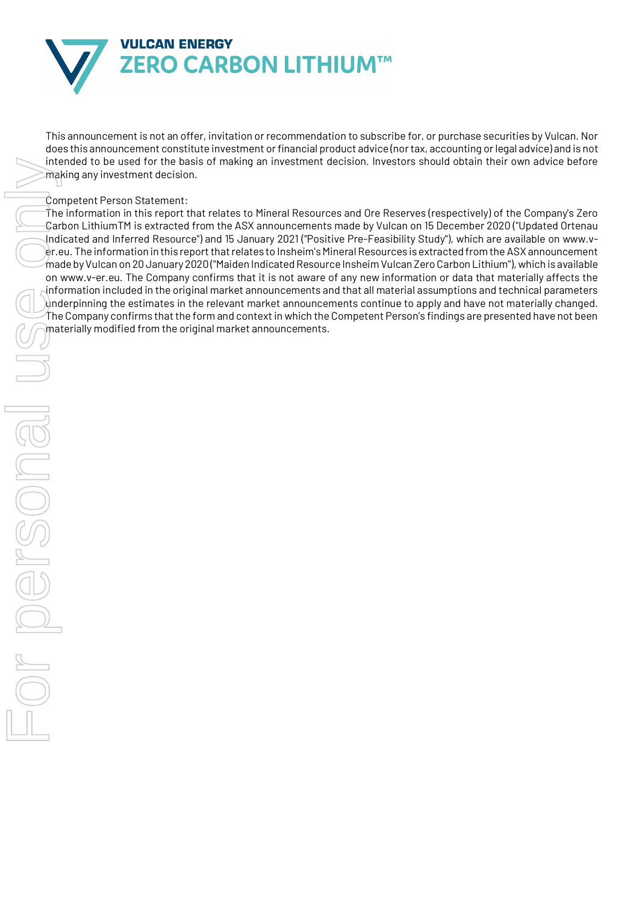This announcement is not an offer, invitation or recommendation to subscribe for, or purchase securities by Vulcan. Nor does this announcement constitute investment or financial product advice (nor tax, accounting or legal advice) and is not intended to be used for the basis of making an investment decision. Investors should obtain their own advice before making any investment decision.

Competent Person Statement:
The information in this report that relates to Mineral Resources and Ore Reserves (respectively) of the Company's Zero Carbon LithiumTM is extracted from the ASX announcements made by Vulcan on 15 December 2020 ("Updated Ortenau Indicated and Inferred Resource") and 15 January 2021 ("Positive Pre-Feasibility Study"), which are available on www.v-er.eu. The information in this report that relates to Insheim's Mineral Resources is extracted from the ASX announcement made by Vulcan on 20 January 2020 ("Maiden Indicated Resource Insheim Vulcan Zero Carbon Lithium"), which is available on www.v-er.eu. The Company confirms that it is not aware of any new information or data that materially affects the information included in the original market announcements and that all material assumptions and technical parameters underpinning the estimates in the relevant market announcements continue to apply and have not materially changed. The Company confirms that the form and context in which the Competent Person's findings are presented have not been materially modified from the original market announcements.